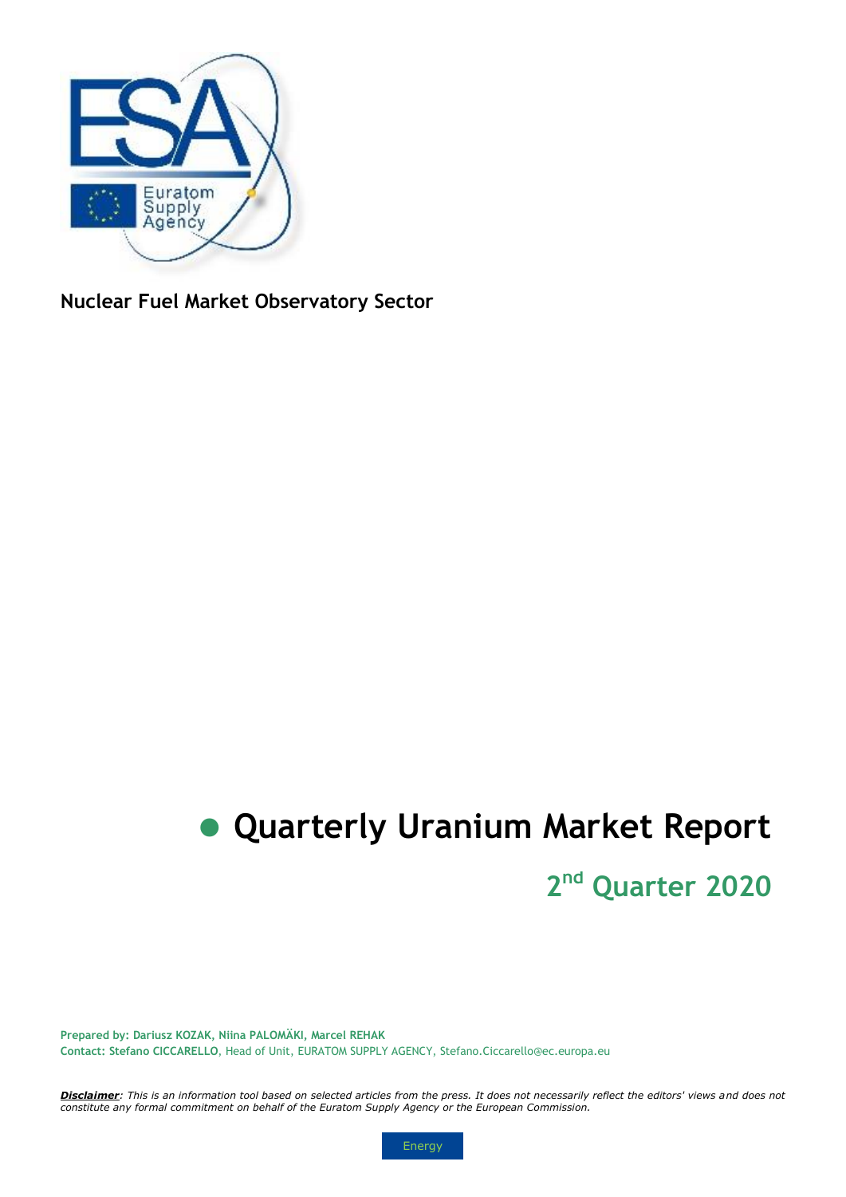Nuclear Fuel Market Observatory Sector

# Quarterly Uranium Market Report

## 2nd Quarter 2020

**Prepared by: Dariusz KOZAK, Niina PALOMÄKI, Marcel REHAK**
**Contact: Stefano CICCARELLO**, Head of Unit, EURATOM SUPPLY AGENCY, Stefano.Ciccarello@ec.europa.eu

***Disclaimer**: This is an information tool based on selected articles from the press. It does not necessarily reflect the editors' views and does not constitute any formal commitment on behalf of the Euratom Supply Agency or the European Commission.*

Energy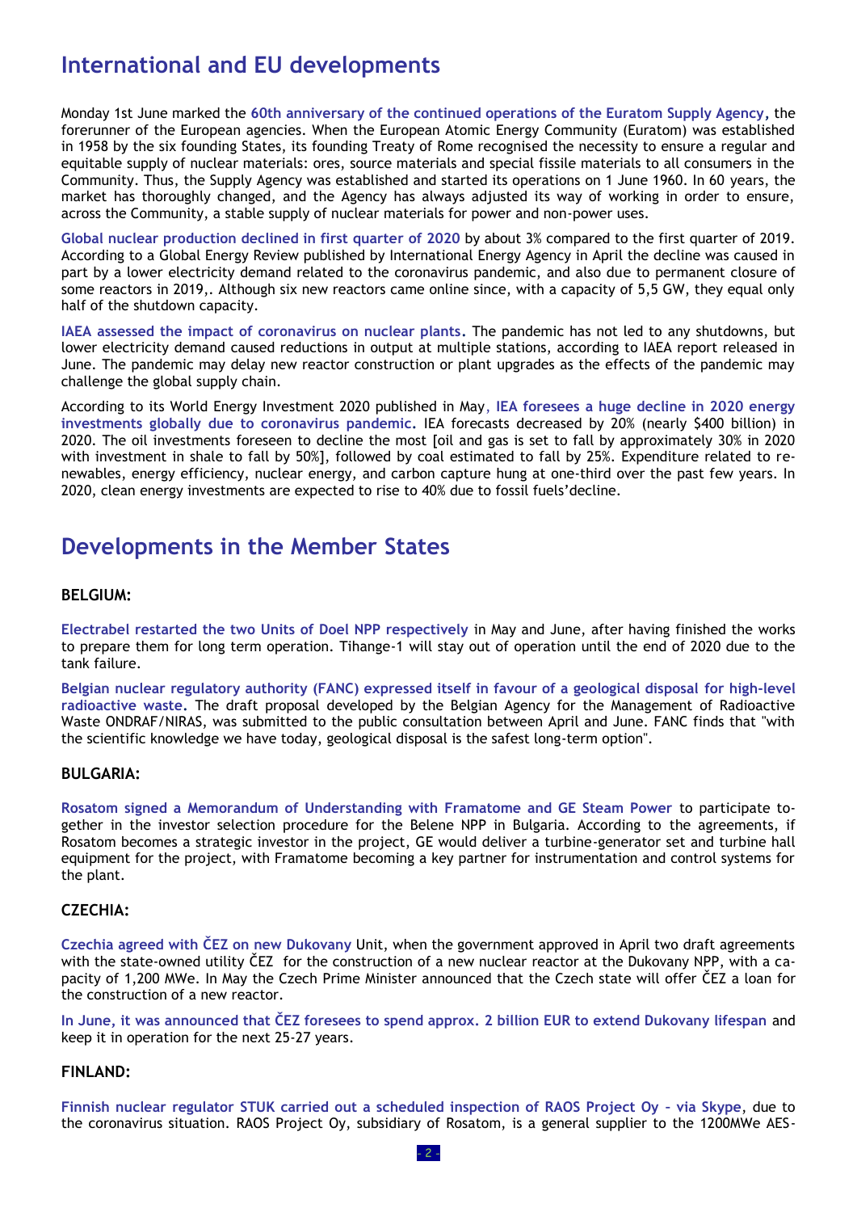# International and EU developments

Monday 1st June marked the **60th anniversary of the continued operations of the Euratom Supply Agency,** the forerunner of the European agencies. When the European Atomic Energy Community (Euratom) was established in 1958 by the six founding States, its founding Treaty of Rome recognised the necessity to ensure a regular and equitable supply of nuclear materials: ores, source materials and special fissile materials to all consumers in the Community. Thus, the Supply Agency was established and started its operations on 1 June 1960. In 60 years, the market has thoroughly changed, and the Agency has always adjusted its way of working in order to ensure, across the Community, a stable supply of nuclear materials for power and non-power uses.

**Global nuclear production declined in first quarter of 2020** by about 3% compared to the first quarter of 2019. According to a Global Energy Review published by International Energy Agency in April the decline was caused in part by a lower electricity demand related to the coronavirus pandemic, and also due to permanent closure of some reactors in 2019,. Although six new reactors came online since, with a capacity of 5,5 GW, they equal only half of the shutdown capacity.

**IAEA assessed the impact of coronavirus on nuclear plants.** The pandemic has not led to any shutdowns, but lower electricity demand caused reductions in output at multiple stations, according to IAEA report released in June. The pandemic may delay new reactor construction or plant upgrades as the effects of the pandemic may challenge the global supply chain.

According to its World Energy Investment 2020 published in May, **IEA foresees a huge decline in 2020 energy investments globally due to coronavirus pandemic.** IEA forecasts decreased by 20% (nearly $400 billion) in 2020. The oil investments foreseen to decline the most [oil and gas is set to fall by approximately 30% in 2020 with investment in shale to fall by 50%], followed by coal estimated to fall by 25%. Expenditure related to renewables, energy efficiency, nuclear energy, and carbon capture hung at one-third over the past few years. In 2020, clean energy investments are expected to rise to 40% due to fossil fuels'decline.

# Developments in the Member States

### BELGIUM:

**Electrabel restarted the two Units of Doel NPP respectively** in May and June, after having finished the works to prepare them for long term operation. Tihange-1 will stay out of operation until the end of 2020 due to the tank failure.

**Belgian nuclear regulatory authority (FANC) expressed itself in favour of a geological disposal for high-level radioactive waste.** The draft proposal developed by the Belgian Agency for the Management of Radioactive Waste ONDRAF/NIRAS, was submitted to the public consultation between April and June. FANC finds that "with the scientific knowledge we have today, geological disposal is the safest long-term option".

### BULGARIA:

**Rosatom signed a Memorandum of Understanding with Framatome and GE Steam Power** to participate together in the investor selection procedure for the Belene NPP in Bulgaria. According to the agreements, if Rosatom becomes a strategic investor in the project, GE would deliver a turbine-generator set and turbine hall equipment for the project, with Framatome becoming a key partner for instrumentation and control systems for the plant.

### CZECHIA:

**Czechia agreed with ČEZ on new Dukovany** Unit, when the government approved in April two draft agreements with the state-owned utility ČEZ for the construction of a new nuclear reactor at the Dukovany NPP, with a capacity of 1,200 MWe. In May the Czech Prime Minister announced that the Czech state will offer ČEZ a loan for the construction of a new reactor.

**In June, it was announced that ČEZ foresees to spend approx. 2 billion EUR to extend Dukovany lifespan** and keep it in operation for the next 25-27 years.

### FINLAND:

**Finnish nuclear regulator STUK carried out a scheduled inspection of RAOS Project Oy – via Skype**, due to the coronavirus situation. RAOS Project Oy, subsidiary of Rosatom, is a general supplier to the 1200MWe AES-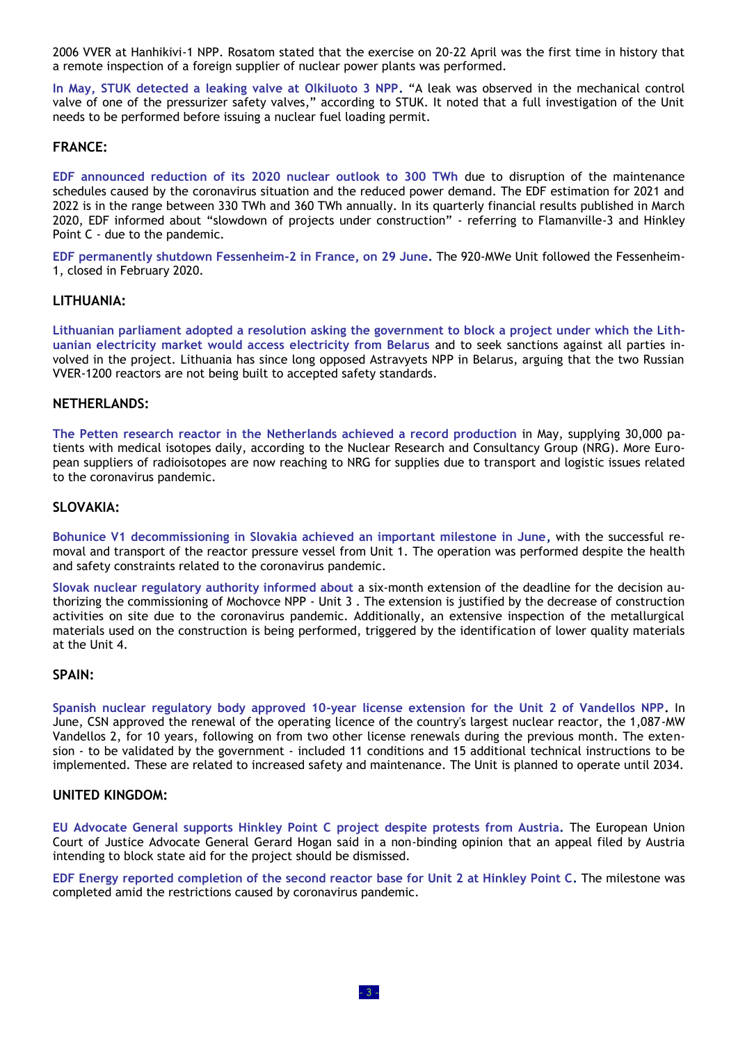2006 VVER at Hanhikivi-1 NPP. Rosatom stated that the exercise on 20-22 April was the first time in history that a remote inspection of a foreign supplier of nuclear power plants was performed.

**In May, STUK detected a leaking valve at Olkiluoto 3 NPP.** "A leak was observed in the mechanical control valve of one of the pressurizer safety valves," according to STUK. It noted that a full investigation of the Unit needs to be performed before issuing a nuclear fuel loading permit.

## FRANCE:

**EDF announced reduction of its 2020 nuclear outlook to 300 TWh** due to disruption of the maintenance schedules caused by the coronavirus situation and the reduced power demand. The EDF estimation for 2021 and 2022 is in the range between 330 TWh and 360 TWh annually. In its quarterly financial results published in March 2020, EDF informed about "slowdown of projects under construction" - referring to Flamanville-3 and Hinkley Point C - due to the pandemic.

**EDF permanently shutdown Fessenheim-2 in France, on 29 June.** The 920-MWe Unit followed the Fessenheim-1, closed in February 2020.

## LITHUANIA:

**Lithuanian parliament adopted a resolution asking the government to block a project under which the Lithuanian electricity market would access electricity from Belarus** and to seek sanctions against all parties involved in the project. Lithuania has since long opposed Astravyets NPP in Belarus, arguing that the two Russian VVER-1200 reactors are not being built to accepted safety standards.

## NETHERLANDS:

**The Petten research reactor in the Netherlands achieved a record production** in May, supplying 30,000 patients with medical isotopes daily, according to the Nuclear Research and Consultancy Group (NRG). More European suppliers of radioisotopes are now reaching to NRG for supplies due to transport and logistic issues related to the coronavirus pandemic.

## SLOVAKIA:

**Bohunice V1 decommissioning in Slovakia achieved an important milestone in June,** with the successful removal and transport of the reactor pressure vessel from Unit 1. The operation was performed despite the health and safety constraints related to the coronavirus pandemic.

**Slovak nuclear regulatory authority informed about** a six-month extension of the deadline for the decision authorizing the commissioning of Mochovce NPP - Unit 3 . The extension is justified by the decrease of construction activities on site due to the coronavirus pandemic. Additionally, an extensive inspection of the metallurgical materials used on the construction is being performed, triggered by the identification of lower quality materials at the Unit 4.

## SPAIN:

**Spanish nuclear regulatory body approved 10-year license extension for the Unit 2 of Vandellos NPP.** In June, CSN approved the renewal of the operating licence of the country's largest nuclear reactor, the 1,087-MW Vandellos 2, for 10 years, following on from two other license renewals during the previous month. The extension - to be validated by the government - included 11 conditions and 15 additional technical instructions to be implemented. These are related to increased safety and maintenance. The Unit is planned to operate until 2034.

## UNITED KINGDOM:

**EU Advocate General supports Hinkley Point C project despite protests from Austria.** The European Union Court of Justice Advocate General Gerard Hogan said in a non-binding opinion that an appeal filed by Austria intending to block state aid for the project should be dismissed.

**EDF Energy reported completion of the second reactor base for Unit 2 at Hinkley Point C.** The milestone was completed amid the restrictions caused by coronavirus pandemic.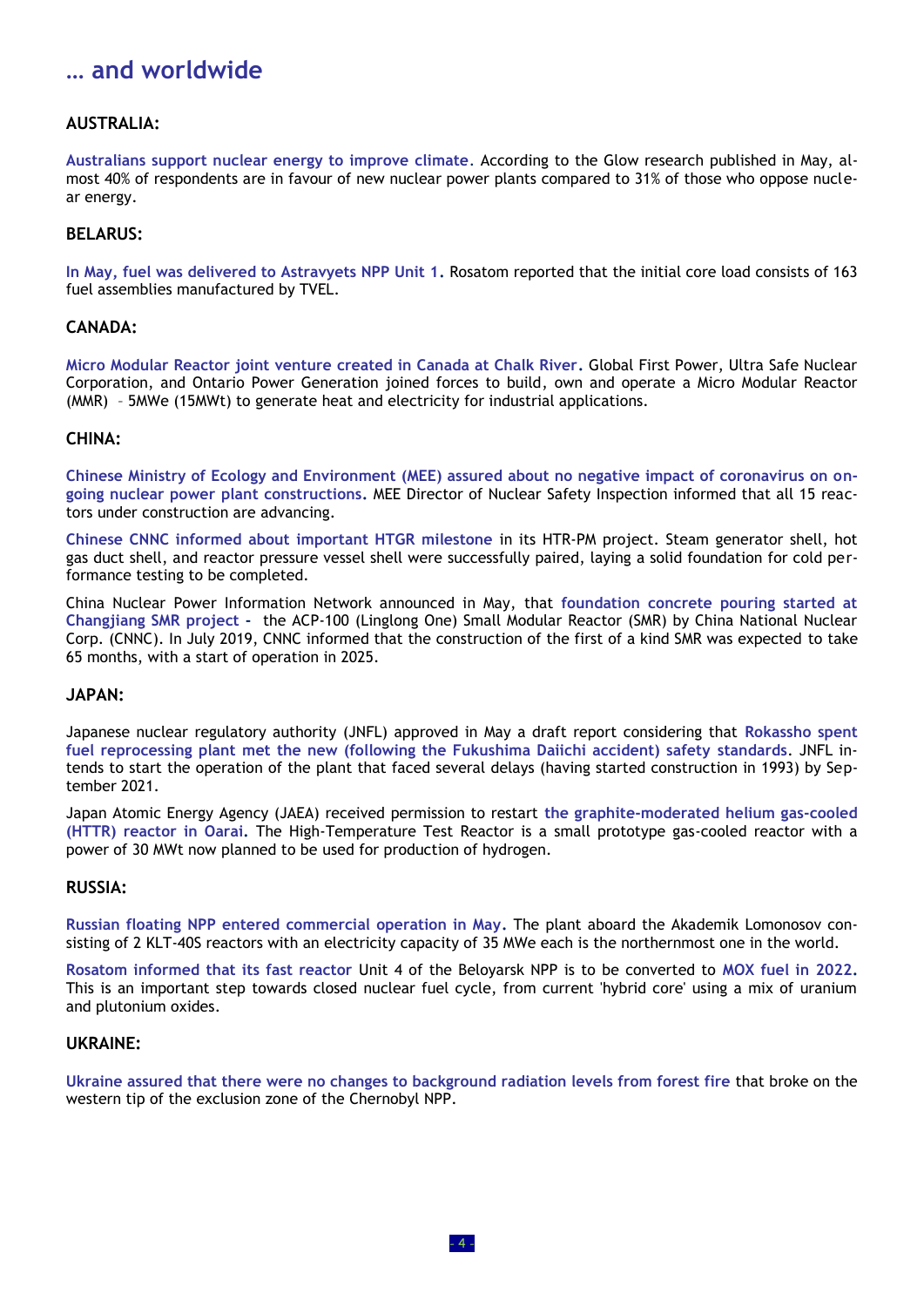# … and worldwide

### AUSTRALIA:

**Australians support nuclear energy to improve climate**. According to the Glow research published in May, almost 40% of respondents are in favour of new nuclear power plants compared to 31% of those who oppose nuclear energy.

### BELARUS:

**In May, fuel was delivered to Astravyets NPP Unit 1.** Rosatom reported that the initial core load consists of 163 fuel assemblies manufactured by TVEL.

### CANADA:

**Micro Modular Reactor joint venture created in Canada at Chalk River.** Global First Power, Ultra Safe Nuclear Corporation, and Ontario Power Generation joined forces to build, own and operate a Micro Modular Reactor (MMR) – 5MWe (15MWt) to generate heat and electricity for industrial applications.

### CHINA:

**Chinese Ministry of Ecology and Environment (MEE) assured about no negative impact of coronavirus on ongoing nuclear power plant constructions.** MEE Director of Nuclear Safety Inspection informed that all 15 reactors under construction are advancing.

**Chinese CNNC informed about important HTGR milestone** in its HTR-PM project. Steam generator shell, hot gas duct shell, and reactor pressure vessel shell were successfully paired, laying a solid foundation for cold performance testing to be completed.

China Nuclear Power Information Network announced in May, that **foundation concrete pouring started at Changjiang SMR project -** the ACP-100 (Linglong One) Small Modular Reactor (SMR) by China National Nuclear Corp. (CNNC). In July 2019, CNNC informed that the construction of the first of a kind SMR was expected to take 65 months, with a start of operation in 2025.

### JAPAN:

Japanese nuclear regulatory authority (JNFL) approved in May a draft report considering that **Rokassho spent fuel reprocessing plant met the new (following the Fukushima Daiichi accident) safety standards**. JNFL intends to start the operation of the plant that faced several delays (having started construction in 1993) by September 2021.

Japan Atomic Energy Agency (JAEA) received permission to restart **the graphite-moderated helium gas-cooled (HTTR) reactor in Oarai.** The High-Temperature Test Reactor is a small prototype gas-cooled reactor with a power of 30 MWt now planned to be used for production of hydrogen.

### RUSSIA:

**Russian floating NPP entered commercial operation in May.** The plant aboard the Akademik Lomonosov consisting of 2 KLT-40S reactors with an electricity capacity of 35 MWe each is the northernmost one in the world.

**Rosatom informed that its fast reactor** Unit 4 of the Beloyarsk NPP is to be converted to **MOX fuel in 2022.** This is an important step towards closed nuclear fuel cycle, from current 'hybrid core' using a mix of uranium and plutonium oxides.

### UKRAINE:

**Ukraine assured that there were no changes to background radiation levels from forest fire** that broke on the western tip of the exclusion zone of the Chernobyl NPP.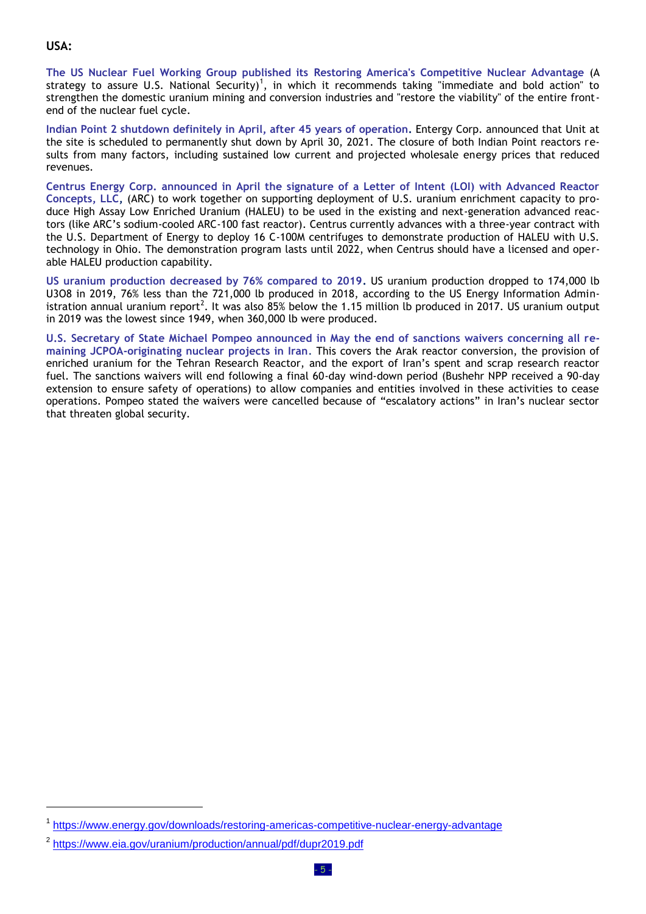**USA:**

**The US Nuclear Fuel Working Group published its Restoring America's Competitive Nuclear Advantage** (A strategy to assure U.S. National Security)[1], in which it recommends taking "immediate and bold action" to strengthen the domestic uranium mining and conversion industries and "restore the viability" of the entire front-end of the nuclear fuel cycle.

**Indian Point 2 shutdown definitely in April, after 45 years of operation.** Entergy Corp. announced that Unit at the site is scheduled to permanently shut down by April 30, 2021. The closure of both Indian Point reactors results from many factors, including sustained low current and projected wholesale energy prices that reduced revenues.

**Centrus Energy Corp. announced in April the signature of a Letter of Intent (LOI) with Advanced Reactor Concepts, LLC,** (ARC) to work together on supporting deployment of U.S. uranium enrichment capacity to produce High Assay Low Enriched Uranium (HALEU) to be used in the existing and next-generation advanced reactors (like ARC's sodium-cooled ARC-100 fast reactor). Centrus currently advances with a three-year contract with the U.S. Department of Energy to deploy 16 C-100M centrifuges to demonstrate production of HALEU with U.S. technology in Ohio. The demonstration program lasts until 2022, when Centrus should have a licensed and operable HALEU production capability.

**US uranium production decreased by 76% compared to 2019.** US uranium production dropped to 174,000 lb $U_3O_8$ in 2019, 76% less than the 721,000 lb produced in 2018, according to the US Energy Information Administration annual uranium report[2]. It was also 85% below the 1.15 million lb produced in 2017. US uranium output in 2019 was the lowest since 1949, when 360,000 lb were produced.

**U.S. Secretary of State Michael Pompeo announced in May the end of sanctions waivers concerning all remaining JCPOA-originating nuclear projects in Iran.** This covers the Arak reactor conversion, the provision of enriched uranium for the Tehran Research Reactor, and the export of Iran's spent and scrap research reactor fuel. The sanctions waivers will end following a final 60-day wind-down period (Bushehr NPP received a 90-day extension to ensure safety of operations) to allow companies and entities involved in these activities to cease operations. Pompeo stated the waivers were cancelled because of "escalatory actions" in Iran's nuclear sector that threaten global security.

---

[1] https://www.energy.gov/downloads/restoring-americas-competitive-nuclear-energy-advantage

[2] https://www.eia.gov/uranium/production/annual/pdf/dupr2019.pdf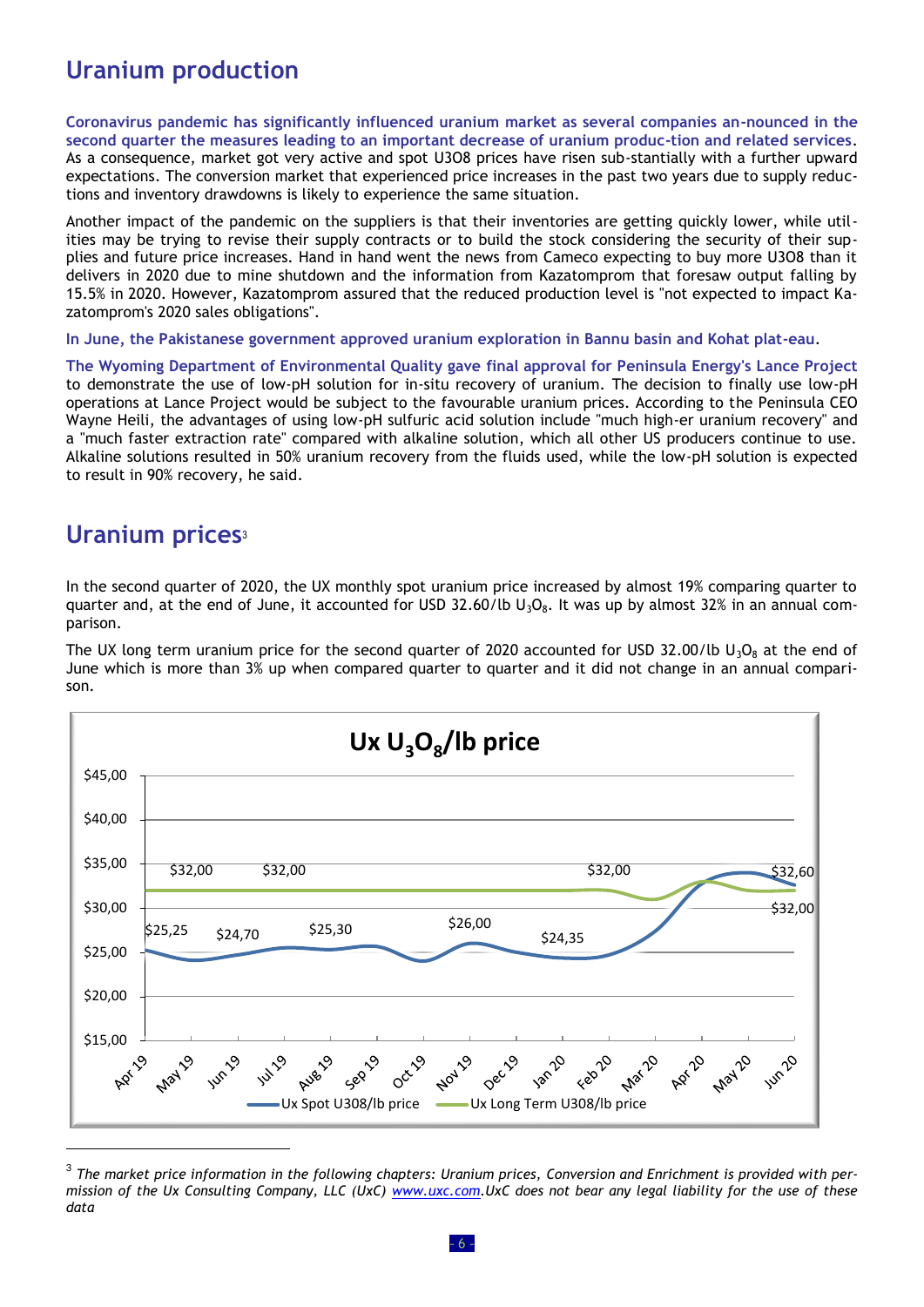## Uranium production

**Coronavirus pandemic has significantly influenced uranium market as several companies an-nounced in the second quarter the measures leading to an important decrease of uranium produc-tion and related services.** As a consequence, market got very active and spot U3O8 prices have risen sub-stantially with a further upward expectations. The conversion market that experienced price increases in the past two years due to supply reduc-tions and inventory drawdowns is likely to experience the same situation.

Another impact of the pandemic on the suppliers is that their inventories are getting quickly lower, while util-ities may be trying to revise their supply contracts or to build the stock considering the security of their sup-plies and future price increases. Hand in hand went the news from Cameco expecting to buy more U3O8 than it delivers in 2020 due to mine shutdown and the information from Kazatomprom that foresaw output falling by 15.5% in 2020. However, Kazatomprom assured that the reduced production level is "not expected to impact Ka-zatomprom's 2020 sales obligations".

**In June, the Pakistanese government approved uranium exploration in Bannu basin and Kohat plat-eau.**

**The Wyoming Department of Environmental Quality gave final approval for Peninsula Energy's Lance Project** to demonstrate the use of low-pH solution for in-situ recovery of uranium. The decision to finally use low-pH operations at Lance Project would be subject to the favourable uranium prices. According to the Peninsula CEO Wayne Heili, the advantages of using low-pH sulfuric acid solution include "much high-er uranium recovery" and a "much faster extraction rate" compared with alkaline solution, which all other US producers continue to use. Alkaline solutions resulted in 50% uranium recovery from the fluids used, while the low-pH solution is expected to result in 90% recovery, he said.

## Uranium prices[3]

In the second quarter of 2020, the UX monthly spot uranium price increased by almost 19% comparing quarter to quarter and, at the end of June, it accounted for USD 32.60/lb $U_3O_8$. It was up by almost 32% in an annual com-parison.

The UX long term uranium price for the second quarter of 2020 accounted for USD 32.00/lb $U_3O_8$ at the end of June which is more than 3% up when compared quarter to quarter and it did not change in an annual compari-son.

**Ux $U_3O_8$/lb price**

Chart data labels (Apr 19 – Jun 20): Ux Spot U308/lb price: $25,25; $24,70; $25,30; $26,00; $24,35; $32,60 — Ux Long Term U308/lb price: $32,00; $32,00; $32,00; $32,00

Legend: Ux Spot U308/lb price; Ux Long Term U308/lb price

---

[3] *The market price information in the following chapters: Uranium prices, Conversion and Enrichment is provided with per-mission of the Ux Consulting Company, LLC (UxC) www.uxc.com.UxC does not bear any legal liability for the use of these data*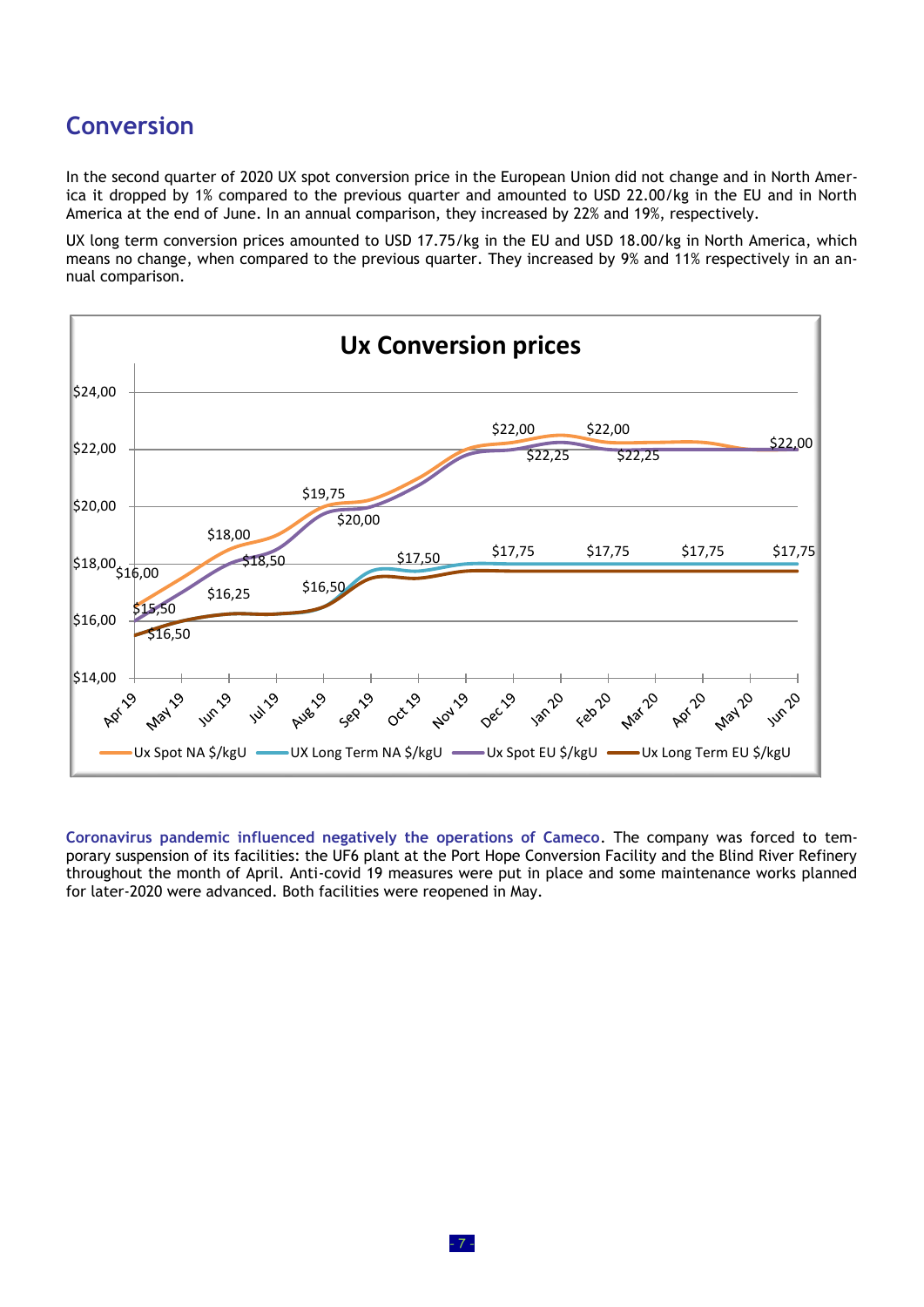## Conversion

In the second quarter of 2020 UX spot conversion price in the European Union did not change and in North America it dropped by 1% compared to the previous quarter and amounted to USD 22.00/kg in the EU and in North America at the end of June. In an annual comparison, they increased by 22% and 19%, respectively.

UX long term conversion prices amounted to USD 17.75/kg in the EU and USD 18.00/kg in North America, which means no change, when compared to the previous quarter. They increased by 9% and 11% respectively in an annual comparison.

**Ux Conversion prices**

Ux Spot NA $/kgU · UX Long Term NA $/kgU · Ux Spot EU $/kgU · Ux Long Term EU $/kgU

**Coronavirus pandemic influenced negatively the operations of Cameco**. The company was forced to temporary suspension of its facilities: the UF6 plant at the Port Hope Conversion Facility and the Blind River Refinery throughout the month of April. Anti-covid 19 measures were put in place and some maintenance works planned for later-2020 were advanced. Both facilities were reopened in May.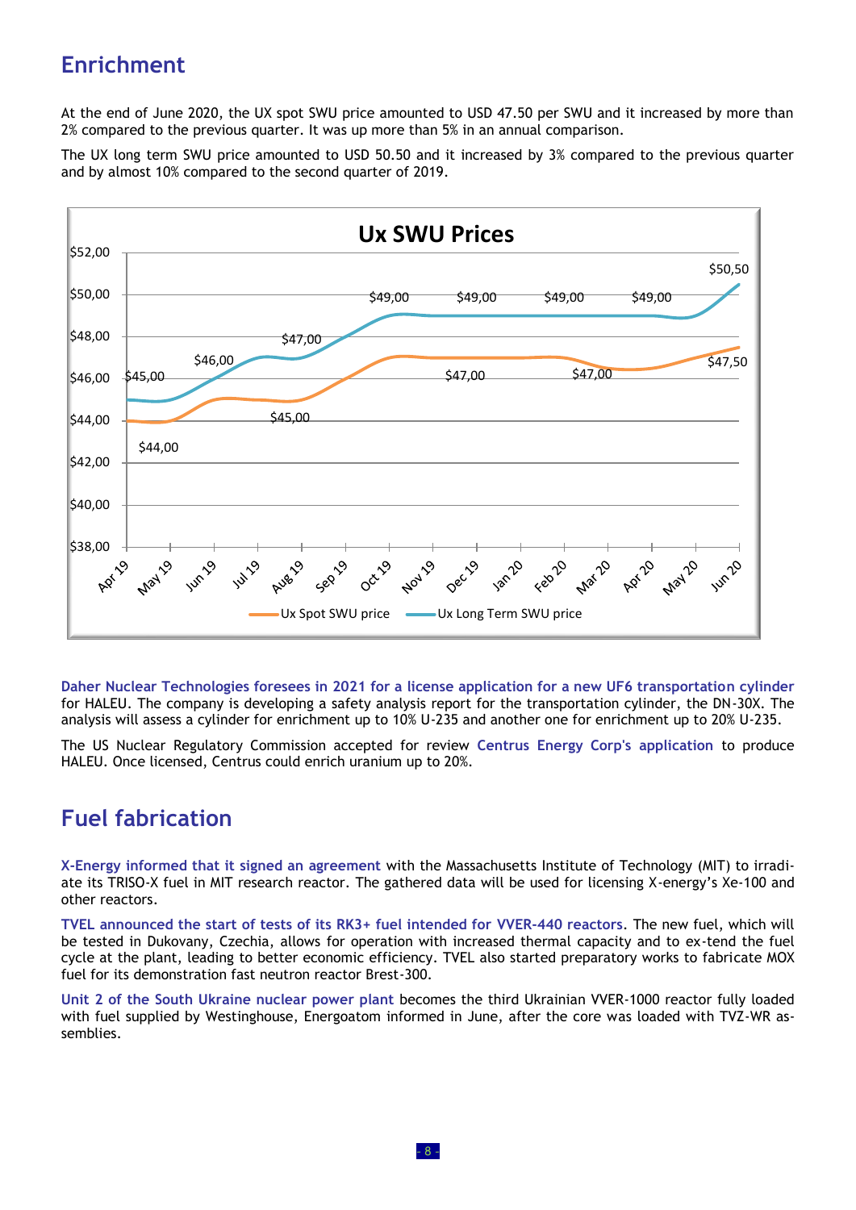## Enrichment

At the end of June 2020, the UX spot SWU price amounted to USD 47.50 per SWU and it increased by more than 2% compared to the previous quarter. It was up more than 5% in an annual comparison.

The UX long term SWU price amounted to USD 50.50 and it increased by 3% compared to the previous quarter and by almost 10% compared to the second quarter of 2019.

**Ux SWU Prices**

| Month | Ux Spot SWU price | Ux Long Term SWU price |
|---|---|---|
| Apr 19 | $44,00 | $45,00 |
| Jun 19 | | $46,00 |
| Aug 19 | $45,00 | $47,00 |
| Oct 19 | | $49,00 |
| Dec 19 | $47,00 | $49,00 |
| Feb 20 | | $49,00 |
| Mar 20 | $47,00 | |
| Apr 20 | | $49,00 |
| Jun 20 | $47,50 | $50,50 |

**Daher Nuclear Technologies foresees in 2021 for a license application for a new UF6 transportation cylinder** for HALEU. The company is developing a safety analysis report for the transportation cylinder, the DN-30X. The analysis will assess a cylinder for enrichment up to 10% U-235 and another one for enrichment up to 20% U-235.

The US Nuclear Regulatory Commission accepted for review **Centrus Energy Corp's application** to produce HALEU. Once licensed, Centrus could enrich uranium up to 20%.

## Fuel fabrication

**X-Energy informed that it signed an agreement** with the Massachusetts Institute of Technology (MIT) to irradiate its TRISO-X fuel in MIT research reactor. The gathered data will be used for licensing X-energy's Xe-100 and other reactors.

**TVEL announced the start of tests of its RK3+ fuel intended for VVER-440 reactors**. The new fuel, which will be tested in Dukovany, Czechia, allows for operation with increased thermal capacity and to ex-tend the fuel cycle at the plant, leading to better economic efficiency. TVEL also started preparatory works to fabricate MOX fuel for its demonstration fast neutron reactor Brest-300.

**Unit 2 of the South Ukraine nuclear power plant** becomes the third Ukrainian VVER-1000 reactor fully loaded with fuel supplied by Westinghouse, Energoatom informed in June, after the core was loaded with TVZ-WR assemblies.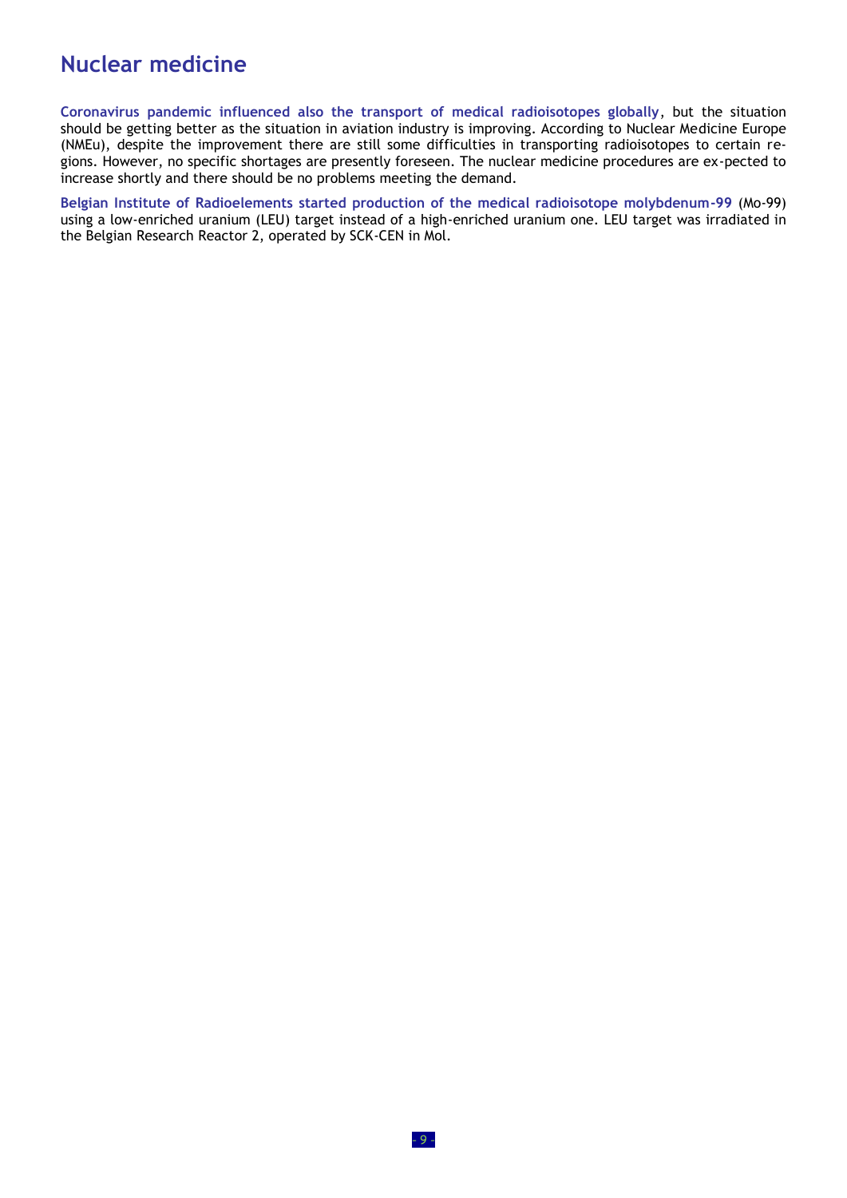## Nuclear medicine

**Coronavirus pandemic influenced also the transport of medical radioisotopes globally**, but the situation should be getting better as the situation in aviation industry is improving. According to Nuclear Medicine Europe (NMEu), despite the improvement there are still some difficulties in transporting radioisotopes to certain regions. However, no specific shortages are presently foreseen. The nuclear medicine procedures are ex-pected to increase shortly and there should be no problems meeting the demand.

**Belgian Institute of Radioelements started production of the medical radioisotope molybdenum-99** (Mo-99) using a low-enriched uranium (LEU) target instead of a high-enriched uranium one. LEU target was irradiated in the Belgian Research Reactor 2, operated by SCK-CEN in Mol.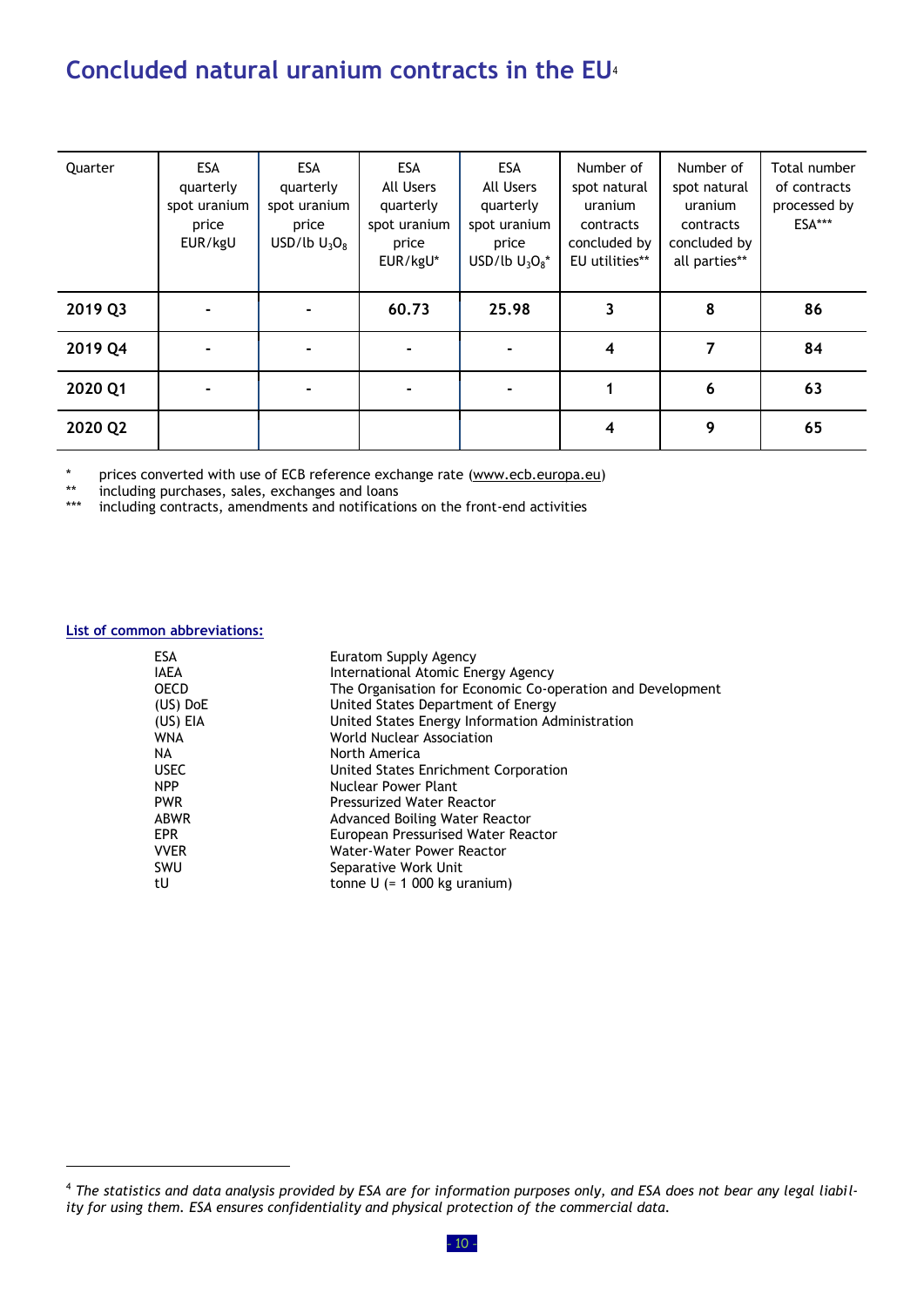# Concluded natural uranium contracts in the EU[4]

| Quarter | ESA quarterly spot uranium price EUR/kgU | ESA quarterly spot uranium price USD/lb $U_3O_8$ | ESA All Users quarterly spot uranium price EUR/kgU* | ESA All Users quarterly spot uranium price USD/lb $U_3O_8$* | Number of spot natural uranium contracts concluded by EU utilities** | Number of spot natural uranium contracts concluded by all parties** | Total number of contracts processed by ESA*** |
|---|---|---|---|---|---|---|---|
| **2019 Q3** | **-** | **-** | **60.73** | **25.98** | **3** | **8** | **86** |
| **2019 Q4** | **-** | **-** | **-** | **-** | **4** | **7** | **84** |
| **2020 Q1** | **-** | **-** | **-** | **-** | **1** | **6** | **63** |
| **2020 Q2** | | | | | **4** | **9** | **65** |

\* prices converted with use of ECB reference exchange rate (www.ecb.europa.eu)
\** including purchases, sales, exchanges and loans
\*** including contracts, amendments and notifications on the front-end activities

**List of common abbreviations:**

| | |
|---|---|
| ESA | Euratom Supply Agency |
| IAEA | International Atomic Energy Agency |
| OECD | The Organisation for Economic Co-operation and Development |
| (US) DoE | United States Department of Energy |
| (US) EIA | United States Energy Information Administration |
| WNA | World Nuclear Association |
| NA | North America |
| USEC | United States Enrichment Corporation |
| NPP | Nuclear Power Plant |
| PWR | Pressurized Water Reactor |
| ABWR | Advanced Boiling Water Reactor |
| EPR | European Pressurised Water Reactor |
| VVER | Water-Water Power Reactor |
| SWU | Separative Work Unit |
| tU | tonne U (= 1 000 kg uranium) |

[4] *The statistics and data analysis provided by ESA are for information purposes only, and ESA does not bear any legal liability for using them. ESA ensures confidentiality and physical protection of the commercial data.*